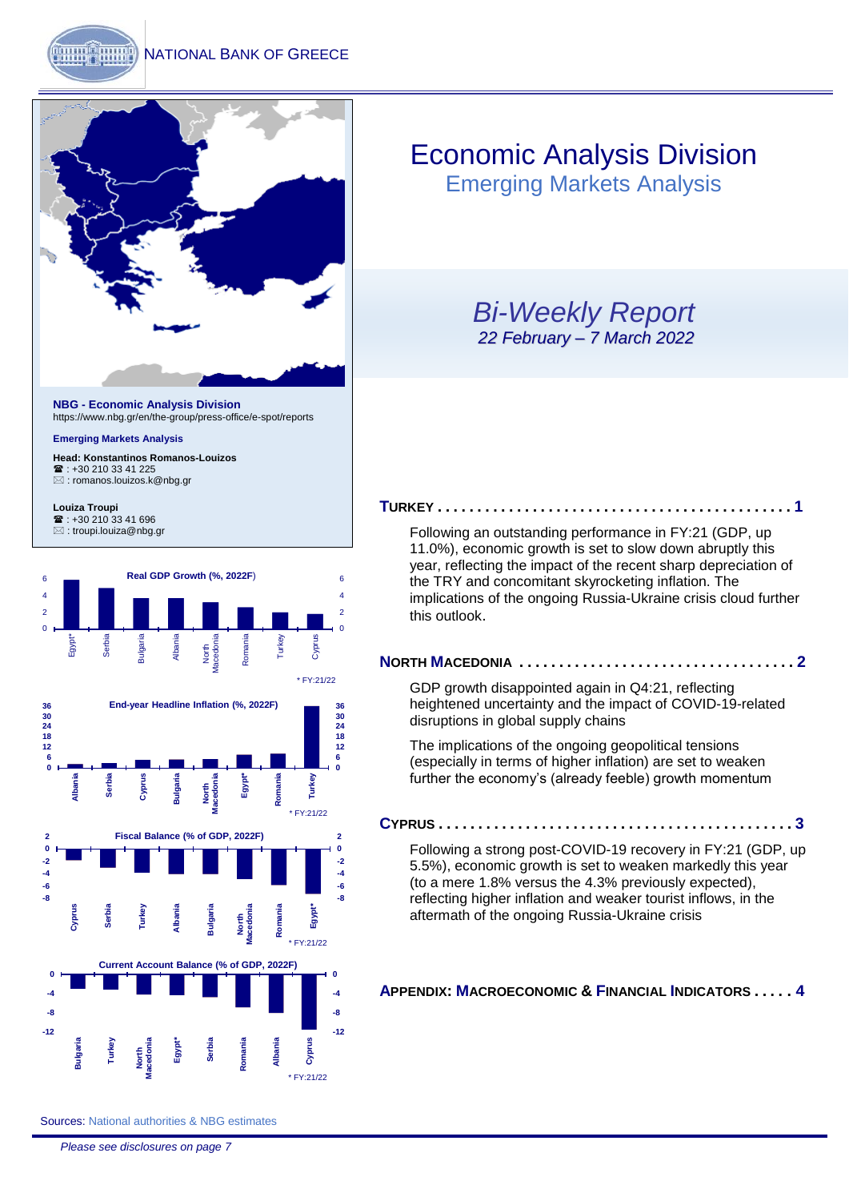NATIONAL BANK OF GREECE

# Economic Analysis Division

## Emerging Markets Analysis

### *Bi-Weekly Report*

*22 February – 7 March 2022*

**NBG - Economic Analysis Division**
https://www.nbg.gr/en/the-group/press-office/e-spot/reports

**Emerging Markets Analysis**

**Head: Konstantinos Romanos-Louizos**
☎ : +30 210 33 41 225
✉ : romanos.louizos.k@nbg.gr

**Louiza Troupi**
☎ : +30 210 33 41 696
✉ : troupi.louiza@nbg.gr

**Real GDP Growth (%, 2022F)**

Egypt*, Serbia, Bulgaria, Albania, North Macedonia, Romania, Turkey, Cyprus

\* FY:21/22

**End-year Headline Inflation (%, 2022F)**

Albania, Serbia, Cyprus, Bulgaria, North Macedonia, Egypt*, Romania, Turkey

\* FY:21/22

**Fiscal Balance (% of GDP, 2022F)**

Cyprus, Serbia, Turkey, Albania, Bulgaria, North Macedonia, Romania, Egypt*

\* FY:21/22

**Current Account Balance (% of GDP, 2022F)**

Bulgaria, Turkey, North Macedonia, Egypt*, Serbia, Romania, Albania, Cyprus

\* FY:21/22

Sources: National authorities & NBG estimates

**TURKEY . . . . . . . . . . . . . . . . . . . . . . . . . . . . . . . . . . . . . . . . . . . . 1**

Following an outstanding performance in FY:21 (GDP, up 11.0%), economic growth is set to slow down abruptly this year, reflecting the impact of the recent sharp depreciation of the TRY and concomitant skyrocketing inflation. The implications of the ongoing Russia-Ukraine crisis cloud further this outlook.

**NORTH MACEDONIA . . . . . . . . . . . . . . . . . . . . . . . . . . . . . . . . . . 2**

GDP growth disappointed again in Q4:21, reflecting heightened uncertainty and the impact of COVID-19-related disruptions in global supply chains

The implications of the ongoing geopolitical tensions (especially in terms of higher inflation) are set to weaken further the economy's (already feeble) growth momentum

**CYPRUS . . . . . . . . . . . . . . . . . . . . . . . . . . . . . . . . . . . . . . . . . . . 3**

Following a strong post-COVID-19 recovery in FY:21 (GDP, up 5.5%), economic growth is set to weaken markedly this year (to a mere 1.8% versus the 4.3% previously expected), reflecting higher inflation and weaker tourist inflows, in the aftermath of the ongoing Russia-Ukraine crisis

**APPENDIX: MACROECONOMIC & FINANCIAL INDICATORS . . . . . 4**

*Please see disclosures on page 7*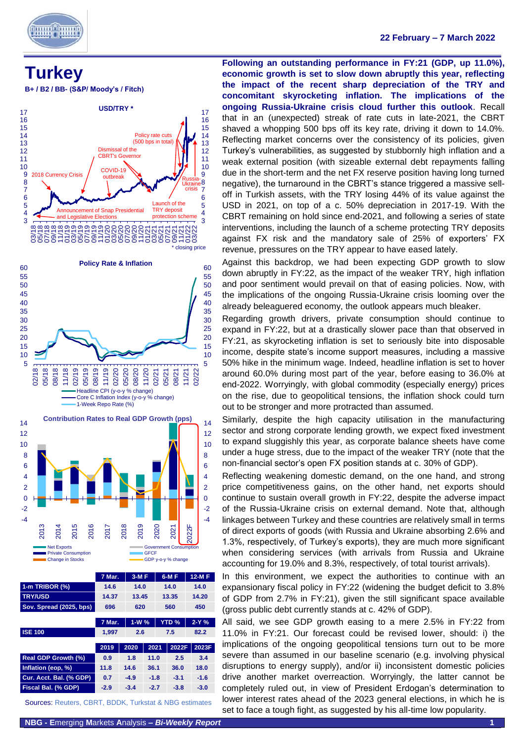# Turkey

**B+ / B2 / BB- (S&P/ Moody's / Fitch)**

**USD/TRY ***

* closing price

**Policy Rate & Inflation**

**Contribution Rates to Real GDP Growth (pps)**

|  | 7 Mar. | 3-M F | 6-M F | 12-M F |
|---|---|---|---|---|
| 1-m TRIBOR (%) | 14.6 | 14.0 | 14.0 | 14.0 |
| TRY/USD | 14.37 | 13.45 | 13.35 | 14.20 |
| Sov. Spread (2025, bps) | 696 | 620 | 560 | 450 |

|  | 7 Mar. | 1-W % | YTD % | 2-Y % |
|---|---|---|---|---|
| ISE 100 | 1,997 | 2.6 | 7.5 | 82.2 |

|  | 2019 | 2020 | 2021 | 2022F | 2023F |
|---|---|---|---|---|---|
| Real GDP Growth (%) | 0.9 | 1.8 | 11.0 | 2.5 | 3.4 |
| Inflation (eop, %) | 11.8 | 14.6 | 36.1 | 36.0 | 18.0 |
| Cur. Acct. Bal. (% GDP) | 0.7 | -4.9 | -1.8 | -3.1 | -1.6 |
| Fiscal Bal. (% GDP) | -2.9 | -3.4 | -2.7 | -3.8 | -3.0 |

Sources: Reuters, CBRT, BDDK, Turkstat & NBG estimates

**Following an outstanding performance in FY:21 (GDP, up 11.0%), economic growth is set to slow down abruptly this year, reflecting the impact of the recent sharp depreciation of the TRY and concomitant skyrocketing inflation. The implications of the ongoing Russia-Ukraine crisis cloud further this outlook**. Recall that in an (unexpected) streak of rate cuts in late-2021, the CBRT shaved a whopping 500 bps off its key rate, driving it down to 14.0%. Reflecting market concerns over the consistency of its policies, given Turkey's vulnerabilities, as suggested by stubbornly high inflation and a weak external position (with sizeable external debt repayments falling due in the short-term and the net FX reserve position having long turned negative), the turnaround in the CBRT's stance triggered a massive sell-off in Turkish assets, with the TRY losing 44% of its value against the USD in 2021, on top of a c. 50% depreciation in 2017-19. With the CBRT remaining on hold since end-2021, and following a series of state interventions, including the launch of a scheme protecting TRY deposits against FX risk and the mandatory sale of 25% of exporters' FX revenue, pressures on the TRY appear to have eased lately.

Against this backdrop, we had been expecting GDP growth to slow down abruptly in FY:22, as the impact of the weaker TRY, high inflation and poor sentiment would prevail on that of easing policies. Now, with the implications of the ongoing Russia-Ukraine crisis looming over the already beleaguered economy, the outlook appears much bleaker.

Regarding growth drivers, private consumption should continue to expand in FY:22, but at a drastically slower pace than that observed in FY:21, as skyrocketing inflation is set to seriously bite into disposable income, despite state's income support measures, including a massive 50% hike in the minimum wage. Indeed, headline inflation is set to hover around 60.0% during most part of the year, before easing to 36.0% at end-2022. Worryingly, with global commodity (especially energy) prices on the rise, due to geopolitical tensions, the inflation shock could turn out to be stronger and more protracted than assumed.

Similarly, despite the high capacity utilisation in the manufacturing sector and strong corporate lending growth, we expect fixed investment to expand sluggishly this year, as corporate balance sheets have come under a huge stress, due to the impact of the weaker TRY (note that the non-financial sector's open FX position stands at c. 30% of GDP).

Reflecting weakening domestic demand, on the one hand, and strong price competitiveness gains, on the other hand, net exports should continue to sustain overall growth in FY:22, despite the adverse impact of the Russia-Ukraine crisis on external demand. Note that, although linkages between Turkey and these countries are relatively small in terms of direct exports of goods (with Russia and Ukraine absorbing 2.6% and 1.3%, respectively, of Turkey's exports), they are much more significant when considering services (with arrivals from Russia and Ukraine accounting for 19.0% and 8.3%, respectively, of total tourist arrivals).

In this environment, we expect the authorities to continue with an expansionary fiscal policy in FY:22 (widening the budget deficit to 3.8% of GDP from 2.7% in FY:21), given the still significant space available (gross public debt currently stands at c. 42% of GDP).

All said, we see GDP growth easing to a mere 2.5% in FY:22 from 11.0% in FY:21. Our forecast could be revised lower, should: i) the implications of the ongoing geopolitical tensions turn out to be more severe than assumed in our baseline scenario (e.g. involving physical disruptions to energy supply), and/or ii) inconsistent domestic policies drive another market overreaction. Worryingly, the latter cannot be completely ruled out, in view of President Erdogan's determination to lower interest rates ahead of the 2023 general elections, in which he is set to face a tough fight, as suggested by his all-time low popularity.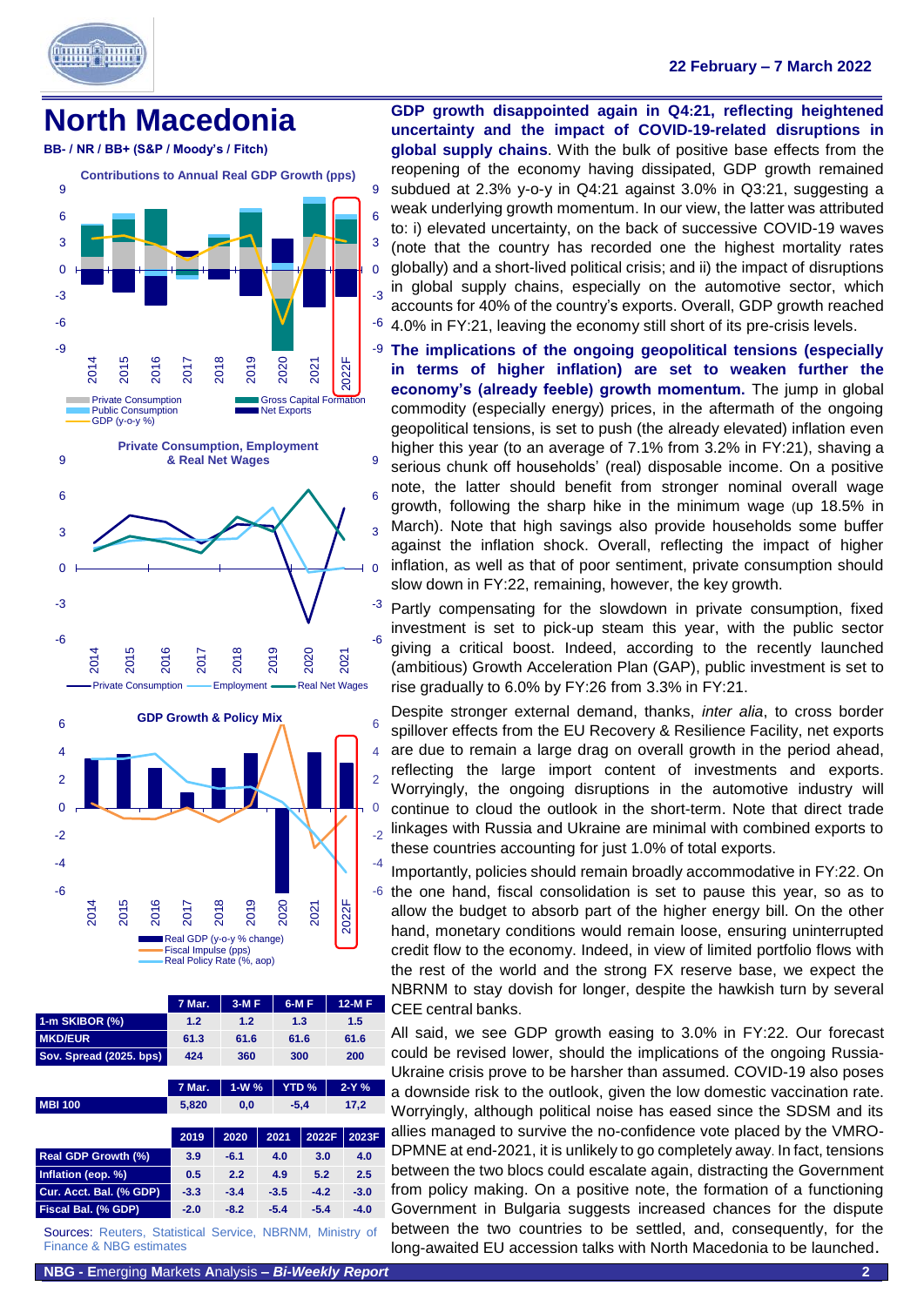# North Macedonia

**BB- / NR / BB+ (S&P / Moody's / Fitch)**

Contributions to Annual Real GDP Growth (pps)

Private Consumption, Employment & Real Net Wages

GDP Growth & Policy Mix

| | 7 Mar. | 3-M F | 6-M F | 12-M F |
|---|---|---|---|---|
| 1-m SKIBOR (%) | 1.2 | 1.2 | 1.3 | 1.5 |
| MKD/EUR | 61.3 | 61.6 | 61.6 | 61.6 |
| Sov. Spread (2025, bps) | 424 | 360 | 300 | 200 |

| | 7 Mar. | 1-W % | YTD % | 2-Y % |
|---|---|---|---|---|
| MBI 100 | 5,820 | 0,0 | -5,4 | 17,2 |

| | 2019 | 2020 | 2021 | 2022F | 2023F |
|---|---|---|---|---|---|
| Real GDP Growth (%) | 3.9 | -6.1 | 4.0 | 3.0 | 4.0 |
| Inflation (eop, %) | 0.5 | 2.2 | 4.9 | 5.2 | 2.5 |
| Cur. Acct. Bal. (% GDP) | -3.3 | -3.4 | -3.5 | -4.2 | -3.0 |
| Fiscal Bal. (% GDP) | -2.0 | -8.2 | -5.4 | -5.4 | -4.0 |

Sources: Reuters, Statistical Service, NBRNM, Ministry of Finance & NBG estimates

**GDP growth disappointed again in Q4:21, reflecting heightened uncertainty and the impact of COVID-19-related disruptions in global supply chains.** With the bulk of positive base effects from the reopening of the economy having dissipated, GDP growth remained subdued at 2.3% y-o-y in Q4:21 against 3.0% in Q3:21, suggesting a weak underlying growth momentum. In our view, the latter was attributed to: i) elevated uncertainty, on the back of successive COVID-19 waves (note that the country has recorded one the highest mortality rates globally) and a short-lived political crisis; and ii) the impact of disruptions in global supply chains, especially on the automotive sector, which accounts for 40% of the country's exports. Overall, GDP growth reached 4.0% in FY:21, leaving the economy still short of its pre-crisis levels.

**The implications of the ongoing geopolitical tensions (especially in terms of higher inflation) are set to weaken further the economy's (already feeble) growth momentum.** The jump in global commodity (especially energy) prices, in the aftermath of the ongoing geopolitical tensions, is set to push (the already elevated) inflation even higher this year (to an average of 7.1% from 3.2% in FY:21), shaving a serious chunk off households' (real) disposable income. On a positive note, the latter should benefit from stronger nominal overall wage growth, following the sharp hike in the minimum wage (up 18.5% in March). Note that high savings also provide households some buffer against the inflation shock. Overall, reflecting the impact of higher inflation, as well as that of poor sentiment, private consumption should slow down in FY:22, remaining, however, the key growth.

Partly compensating for the slowdown in private consumption, fixed investment is set to pick-up steam this year, with the public sector giving a critical boost. Indeed, according to the recently launched (ambitious) Growth Acceleration Plan (GAP), public investment is set to rise gradually to 6.0% by FY:26 from 3.3% in FY:21.

Despite stronger external demand, thanks, *inter alia*, to cross border spillover effects from the EU Recovery & Resilience Facility, net exports are due to remain a large drag on overall growth in the period ahead, reflecting the large import content of investments and exports. Worryingly, the ongoing disruptions in the automotive industry will continue to cloud the outlook in the short-term. Note that direct trade linkages with Russia and Ukraine are minimal with combined exports to these countries accounting for just 1.0% of total exports.

Importantly, policies should remain broadly accommodative in FY:22. On the one hand, fiscal consolidation is set to pause this year, so as to allow the budget to absorb part of the higher energy bill. On the other hand, monetary conditions would remain loose, ensuring uninterrupted credit flow to the economy. Indeed, in view of limited portfolio flows with the rest of the world and the strong FX reserve base, we expect the NBRNM to stay dovish for longer, despite the hawkish turn by several CEE central banks.

All said, we see GDP growth easing to 3.0% in FY:22. Our forecast could be revised lower, should the implications of the ongoing Russia-Ukraine crisis prove to be harsher than assumed. COVID-19 also poses a downside risk to the outlook, given the low domestic vaccination rate. Worryingly, although political noise has eased since the SDSM and its allies managed to survive the no-confidence vote placed by the VMRO-DPMNE at end-2021, it is unlikely to go completely away. In fact, tensions between the two blocs could escalate again, distracting the Government from policy making. On a positive note, the formation of a functioning Government in Bulgaria suggests increased chances for the dispute between the two countries to be settled, and, consequently, for the long-awaited EU accession talks with North Macedonia to be launched.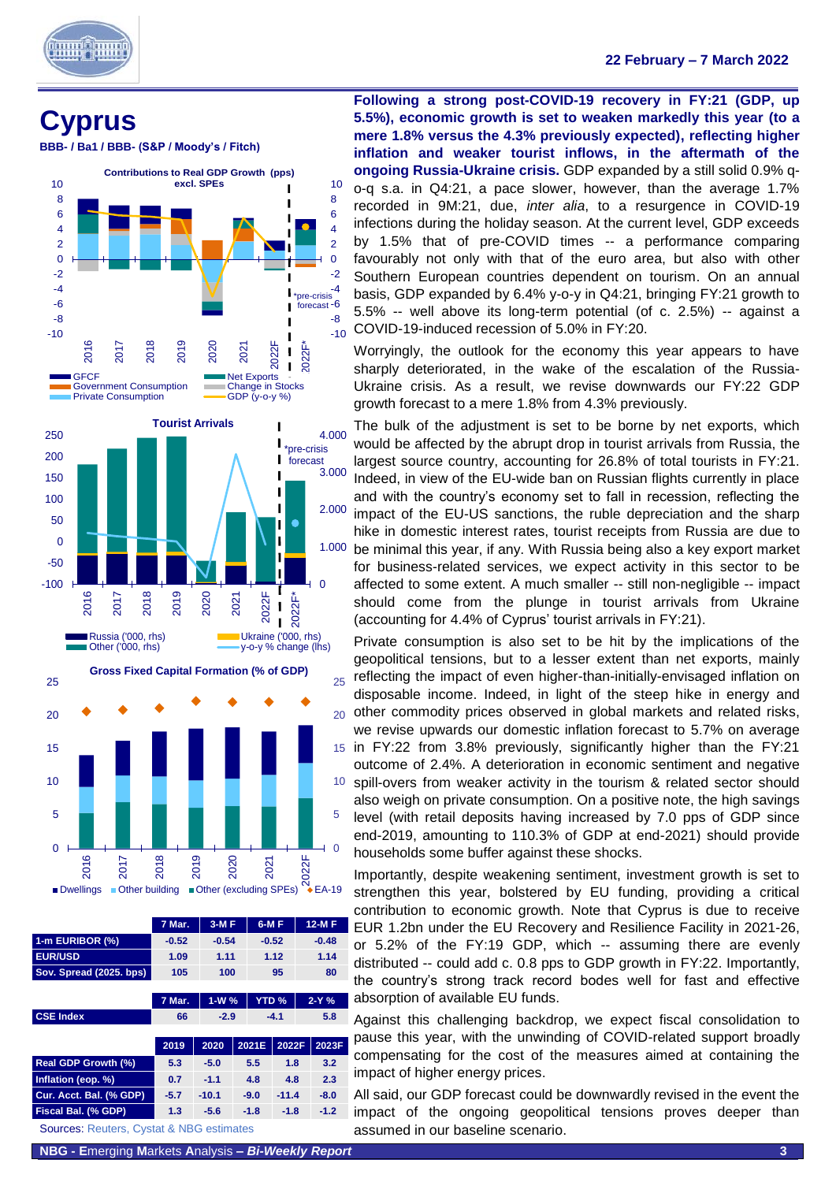# Cyprus

**BBB- / Ba1 / BBB- (S&P / Moody's / Fitch)**

**Contributions to Real GDP Growth (pps) excl. SPEs**

**Tourist Arrivals**

**Gross Fixed Capital Formation (% of GDP)**

| | 7 Mar. | 3-M F | 6-M F | 12-M F |
|---|---|---|---|---|
| 1-m EURIBOR (%) | -0.52 | -0.54 | -0.52 | -0.48 |
| EUR/USD | 1.09 | 1.11 | 1.12 | 1.14 |
| Sov. Spread (2025. bps) | 105 | 100 | 95 | 80 |

| | 7 Mar. | 1-W % | YTD % | 2-Y % |
|---|---|---|---|---|
| CSE Index | 66 | -2.9 | -4.1 | 5.8 |

| | 2019 | 2020 | 2021E | 2022F | 2023F |
|---|---|---|---|---|---|
| Real GDP Growth (%) | 5.3 | -5.0 | 5.5 | 1.8 | 3.2 |
| Inflation (eop. %) | 0.7 | -1.1 | 4.8 | 4.8 | 2.3 |
| Cur. Acct. Bal. (% GDP) | -5.7 | -10.1 | -9.0 | -11.4 | -8.0 |
| Fiscal Bal. (% GDP) | 1.3 | -5.6 | -1.8 | -1.8 | -1.2 |

Sources: Reuters, Cystat & NBG estimates

**Following a strong post-COVID-19 recovery in FY:21 (GDP, up 5.5%), economic growth is set to weaken markedly this year (to a mere 1.8% versus the 4.3% previously expected), reflecting higher inflation and weaker tourist inflows, in the aftermath of the ongoing Russia-Ukraine crisis.** GDP expanded by a still solid 0.9% q-o-q s.a. in Q4:21, a pace slower, however, than the average 1.7% recorded in 9M:21, due, *inter alia*, to a resurgence in COVID-19 infections during the holiday season. At the current level, GDP exceeds by 1.5% that of pre-COVID times -- a performance comparing favourably not only with that of the euro area, but also with other Southern European countries dependent on tourism. On an annual basis, GDP expanded by 6.4% y-o-y in Q4:21, bringing FY:21 growth to 5.5% -- well above its long-term potential (of c. 2.5%) -- against a COVID-19-induced recession of 5.0% in FY:20.

Worryingly, the outlook for the economy this year appears to have sharply deteriorated, in the wake of the escalation of the Russia-Ukraine crisis. As a result, we revise downwards our FY:22 GDP growth forecast to a mere 1.8% from 4.3% previously.

The bulk of the adjustment is set to be borne by net exports, which would be affected by the abrupt drop in tourist arrivals from Russia, the largest source country, accounting for 26.8% of total tourists in FY:21. Indeed, in view of the EU-wide ban on Russian flights currently in place and with the country's economy set to fall in recession, reflecting the impact of the EU-US sanctions, the ruble depreciation and the sharp hike in domestic interest rates, tourist receipts from Russia are due to be minimal this year, if any. With Russia being also a key export market for business-related services, we expect activity in this sector to be affected to some extent. A much smaller -- still non-negligible -- impact should come from the plunge in tourist arrivals from Ukraine (accounting for 4.4% of Cyprus' tourist arrivals in FY:21).

Private consumption is also set to be hit by the implications of the geopolitical tensions, but to a lesser extent than net exports, mainly reflecting the impact of even higher-than-initially-envisaged inflation on disposable income. Indeed, in light of the steep hike in energy and other commodity prices observed in global markets and related risks, we revise upwards our domestic inflation forecast to 5.7% on average in FY:22 from 3.8% previously, significantly higher than the FY:21 outcome of 2.4%. A deterioration in economic sentiment and negative spill-overs from weaker activity in the tourism & related sector should also weigh on private consumption. On a positive note, the high savings level (with retail deposits having increased by 7.0 pps of GDP since end-2019, amounting to 110.3% of GDP at end-2021) should provide households some buffer against these shocks.

Importantly, despite weakening sentiment, investment growth is set to strengthen this year, bolstered by EU funding, providing a critical contribution to economic growth. Note that Cyprus is due to receive EUR 1.2bn under the EU Recovery and Resilience Facility in 2021-26, or 5.2% of the FY:19 GDP, which -- assuming there are evenly distributed -- could add c. 0.8 pps to GDP growth in FY:22. Importantly, the country's strong track record bodes well for fast and effective absorption of available EU funds.

Against this challenging backdrop, we expect fiscal consolidation to pause this year, with the unwinding of COVID-related support broadly compensating for the cost of the measures aimed at containing the impact of higher energy prices.

All said, our GDP forecast could be downwardly revised in the event the impact of the ongoing geopolitical tensions proves deeper than assumed in our baseline scenario.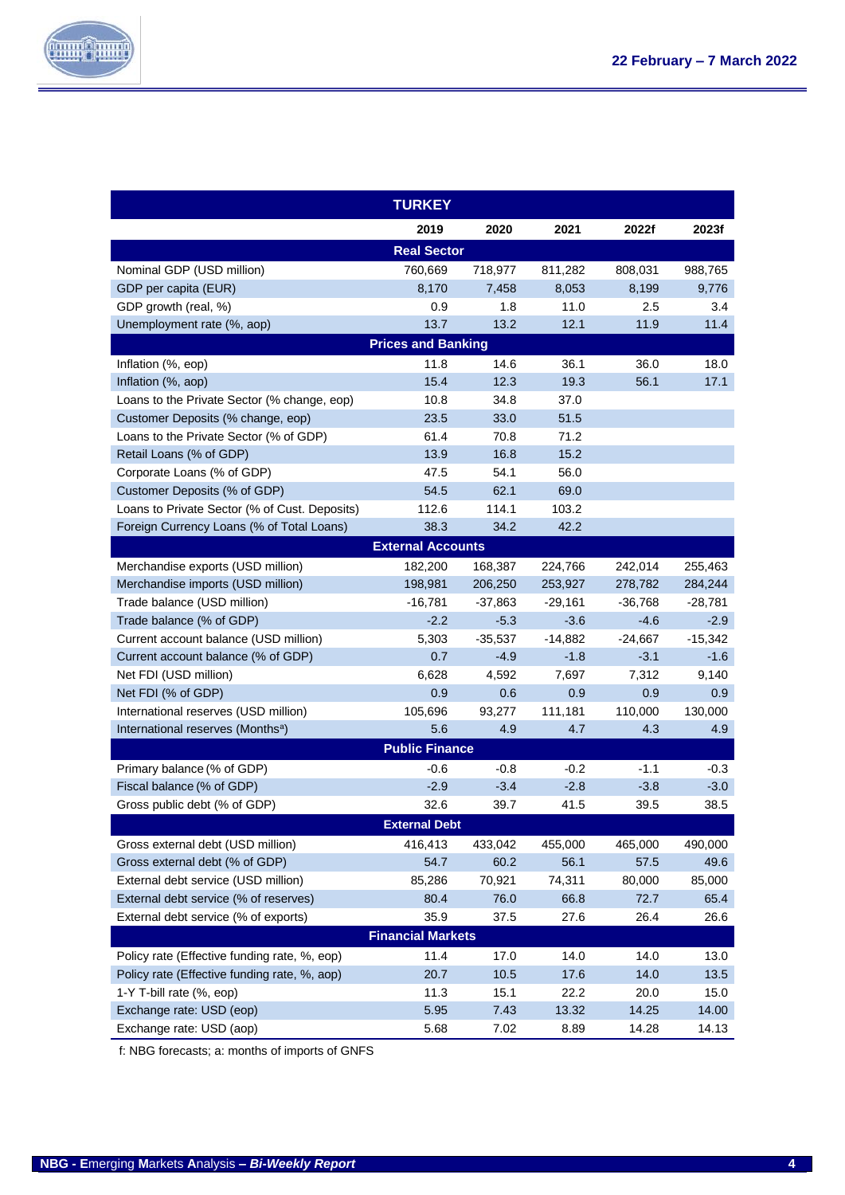| TURKEY | | | | | |
|---|---|---|---|---|---|
| | 2019 | 2020 | 2021 | 2022f | 2023f |
| **Real Sector** | | | | | |
| Nominal GDP (USD million) | 760,669 | 718,977 | 811,282 | 808,031 | 988,765 |
| GDP per capita (EUR) | 8,170 | 7,458 | 8,053 | 8,199 | 9,776 |
| GDP growth (real, %) | 0.9 | 1.8 | 11.0 | 2.5 | 3.4 |
| Unemployment rate (%, aop) | 13.7 | 13.2 | 12.1 | 11.9 | 11.4 |
| **Prices and Banking** | | | | | |
| Inflation (%, eop) | 11.8 | 14.6 | 36.1 | 36.0 | 18.0 |
| Inflation (%, aop) | 15.4 | 12.3 | 19.3 | 56.1 | 17.1 |
| Loans to the Private Sector (% change, eop) | 10.8 | 34.8 | 37.0 | | |
| Customer Deposits (% change, eop) | 23.5 | 33.0 | 51.5 | | |
| Loans to the Private Sector (% of GDP) | 61.4 | 70.8 | 71.2 | | |
| Retail Loans (% of GDP) | 13.9 | 16.8 | 15.2 | | |
| Corporate Loans (% of GDP) | 47.5 | 54.1 | 56.0 | | |
| Customer Deposits (% of GDP) | 54.5 | 62.1 | 69.0 | | |
| Loans to Private Sector (% of Cust. Deposits) | 112.6 | 114.1 | 103.2 | | |
| Foreign Currency Loans (% of Total Loans) | 38.3 | 34.2 | 42.2 | | |
| **External Accounts** | | | | | |
| Merchandise exports (USD million) | 182,200 | 168,387 | 224,766 | 242,014 | 255,463 |
| Merchandise imports (USD million) | 198,981 | 206,250 | 253,927 | 278,782 | 284,244 |
| Trade balance (USD million) | -16,781 | -37,863 | -29,161 | -36,768 | -28,781 |
| Trade balance (% of GDP) | -2.2 | -5.3 | -3.6 | -4.6 | -2.9 |
| Current account balance (USD million) | 5,303 | -35,537 | -14,882 | -24,667 | -15,342 |
| Current account balance (% of GDP) | 0.7 | -4.9 | -1.8 | -3.1 | -1.6 |
| Net FDI (USD million) | 6,628 | 4,592 | 7,697 | 7,312 | 9,140 |
| Net FDI (% of GDP) | 0.9 | 0.6 | 0.9 | 0.9 | 0.9 |
| International reserves (USD million) | 105,696 | 93,277 | 111,181 | 110,000 | 130,000 |
| International reserves (Months[a]) | 5.6 | 4.9 | 4.7 | 4.3 | 4.9 |
| **Public Finance** | | | | | |
| Primary balance (% of GDP) | -0.6 | -0.8 | -0.2 | -1.1 | -0.3 |
| Fiscal balance (% of GDP) | -2.9 | -3.4 | -2.8 | -3.8 | -3.0 |
| Gross public debt (% of GDP) | 32.6 | 39.7 | 41.5 | 39.5 | 38.5 |
| **External Debt** | | | | | |
| Gross external debt (USD million) | 416,413 | 433,042 | 455,000 | 465,000 | 490,000 |
| Gross external debt (% of GDP) | 54.7 | 60.2 | 56.1 | 57.5 | 49.6 |
| External debt service (USD million) | 85,286 | 70,921 | 74,311 | 80,000 | 85,000 |
| External debt service (% of reserves) | 80.4 | 76.0 | 66.8 | 72.7 | 65.4 |
| External debt service (% of exports) | 35.9 | 37.5 | 27.6 | 26.4 | 26.6 |
| **Financial Markets** | | | | | |
| Policy rate (Effective funding rate, %, eop) | 11.4 | 17.0 | 14.0 | 14.0 | 13.0 |
| Policy rate (Effective funding rate, %, aop) | 20.7 | 10.5 | 17.6 | 14.0 | 13.5 |
| 1-Y T-bill rate (%, eop) | 11.3 | 15.1 | 22.2 | 20.0 | 15.0 |
| Exchange rate: USD (eop) | 5.95 | 7.43 | 13.32 | 14.25 | 14.00 |
| Exchange rate: USD (aop) | 5.68 | 7.02 | 8.89 | 14.28 | 14.13 |

f: NBG forecasts; a: months of imports of GNFS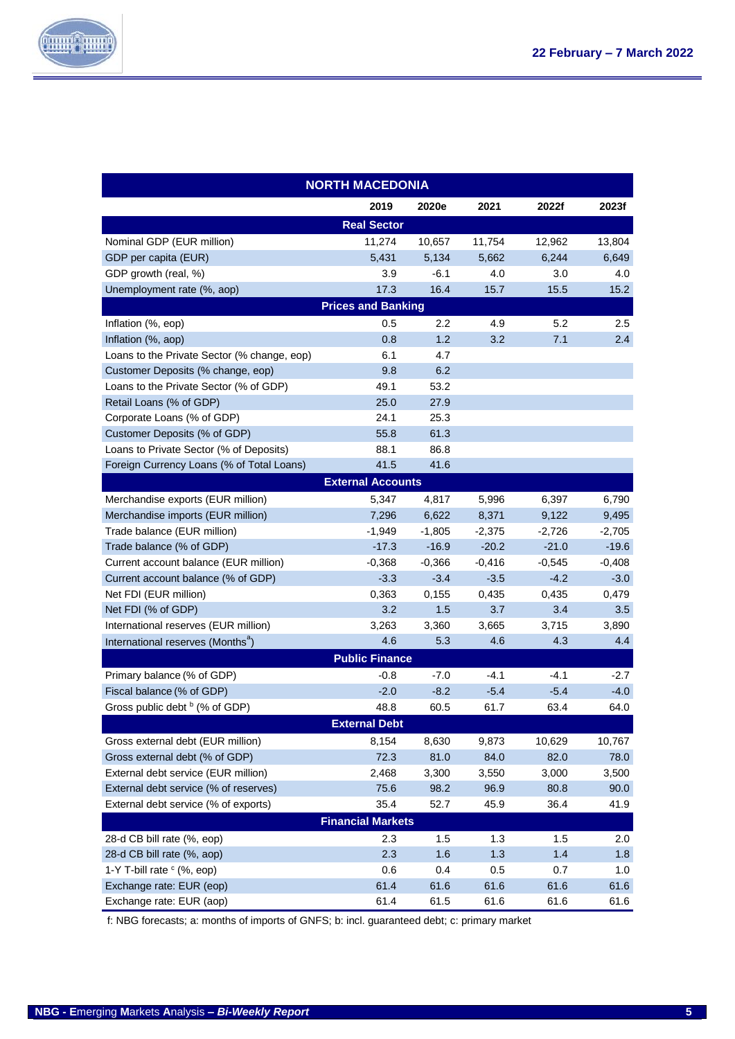| NORTH MACEDONIA | | | | | |
|---|---|---|---|---|---|
| | 2019 | 2020e | 2021 | 2022f | 2023f |
| **Real Sector** | | | | | |
| Nominal GDP (EUR million) | 11,274 | 10,657 | 11,754 | 12,962 | 13,804 |
| GDP per capita (EUR) | 5,431 | 5,134 | 5,662 | 6,244 | 6,649 |
| GDP growth (real, %) | 3.9 | -6.1 | 4.0 | 3.0 | 4.0 |
| Unemployment rate (%, aop) | 17.3 | 16.4 | 15.7 | 15.5 | 15.2 |
| **Prices and Banking** | | | | | |
| Inflation (%, eop) | 0.5 | 2.2 | 4.9 | 5.2 | 2.5 |
| Inflation (%, aop) | 0.8 | 1.2 | 3.2 | 7.1 | 2.4 |
| Loans to the Private Sector (% change, eop) | 6.1 | 4.7 | | | |
| Customer Deposits (% change, eop) | 9.8 | 6.2 | | | |
| Loans to the Private Sector (% of GDP) | 49.1 | 53.2 | | | |
| Retail Loans (% of GDP) | 25.0 | 27.9 | | | |
| Corporate Loans (% of GDP) | 24.1 | 25.3 | | | |
| Customer Deposits (% of GDP) | 55.8 | 61.3 | | | |
| Loans to Private Sector (% of Deposits) | 88.1 | 86.8 | | | |
| Foreign Currency Loans (% of Total Loans) | 41.5 | 41.6 | | | |
| **External Accounts** | | | | | |
| Merchandise exports (EUR million) | 5,347 | 4,817 | 5,996 | 6,397 | 6,790 |
| Merchandise imports (EUR million) | 7,296 | 6,622 | 8,371 | 9,122 | 9,495 |
| Trade balance (EUR million) | -1,949 | -1,805 | -2,375 | -2,726 | -2,705 |
| Trade balance (% of GDP) | -17.3 | -16.9 | -20.2 | -21.0 | -19.6 |
| Current account balance (EUR million) | -0,368 | -0,366 | -0,416 | -0,545 | -0,408 |
| Current account balance (% of GDP) | -3.3 | -3.4 | -3.5 | -4.2 | -3.0 |
| Net FDI (EUR million) | 0,363 | 0,155 | 0,435 | 0,435 | 0,479 |
| Net FDI (% of GDP) | 3.2 | 1.5 | 3.7 | 3.4 | 3.5 |
| International reserves (EUR million) | 3,263 | 3,360 | 3,665 | 3,715 | 3,890 |
| International reserves (Months[a]) | 4.6 | 5.3 | 4.6 | 4.3 | 4.4 |
| **Public Finance** | | | | | |
| Primary balance (% of GDP) | -0.8 | -7.0 | -4.1 | -4.1 | -2.7 |
| Fiscal balance (% of GDP) | -2.0 | -8.2 | -5.4 | -5.4 | -4.0 |
| Gross public debt [b] (% of GDP) | 48.8 | 60.5 | 61.7 | 63.4 | 64.0 |
| **External Debt** | | | | | |
| Gross external debt (EUR million) | 8,154 | 8,630 | 9,873 | 10,629 | 10,767 |
| Gross external debt (% of GDP) | 72.3 | 81.0 | 84.0 | 82.0 | 78.0 |
| External debt service (EUR million) | 2,468 | 3,300 | 3,550 | 3,000 | 3,500 |
| External debt service (% of reserves) | 75.6 | 98.2 | 96.9 | 80.8 | 90.0 |
| External debt service (% of exports) | 35.4 | 52.7 | 45.9 | 36.4 | 41.9 |
| **Financial Markets** | | | | | |
| 28-d CB bill rate (%, eop) | 2.3 | 1.5 | 1.3 | 1.5 | 2.0 |
| 28-d CB bill rate (%, aop) | 2.3 | 1.6 | 1.3 | 1.4 | 1.8 |
| 1-Y T-bill rate [c] (%, eop) | 0.6 | 0.4 | 0.5 | 0.7 | 1.0 |
| Exchange rate: EUR (eop) | 61.4 | 61.6 | 61.6 | 61.6 | 61.6 |
| Exchange rate: EUR (aop) | 61.4 | 61.5 | 61.6 | 61.6 | 61.6 |

f: NBG forecasts; a: months of imports of GNFS; b: incl. guaranteed debt; c: primary market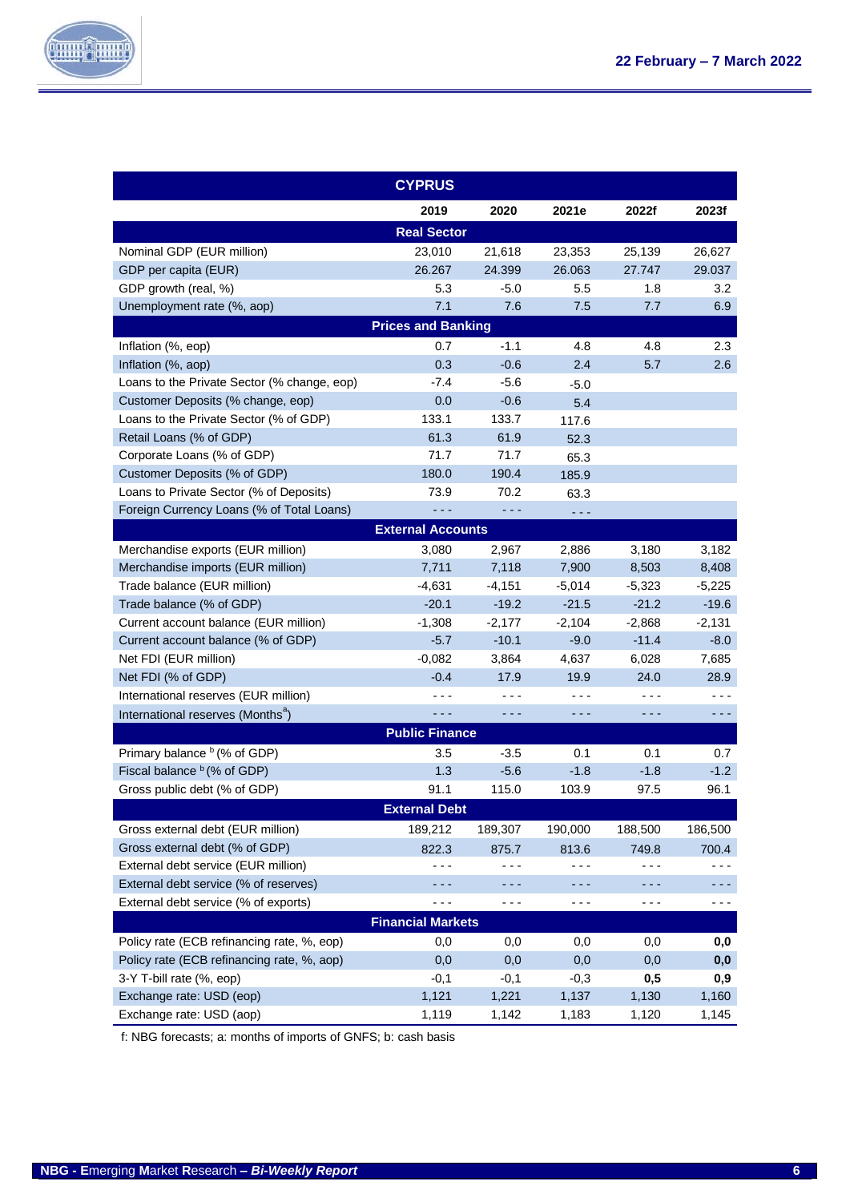| CYPRUS | | | | | |
|---|---|---|---|---|---|
| | 2019 | 2020 | 2021e | 2022f | 2023f |
| **Real Sector** | | | | | |
| Nominal GDP (EUR million) | 23,010 | 21,618 | 23,353 | 25,139 | 26,627 |
| GDP per capita (EUR) | 26.267 | 24.399 | 26.063 | 27.747 | 29.037 |
| GDP growth (real, %) | 5.3 | -5.0 | 5.5 | 1.8 | 3.2 |
| Unemployment rate (%, aop) | 7.1 | 7.6 | 7.5 | 7.7 | 6.9 |
| **Prices and Banking** | | | | | |
| Inflation (%, eop) | 0.7 | -1.1 | 4.8 | 4.8 | 2.3 |
| Inflation (%, aop) | 0.3 | -0.6 | 2.4 | 5.7 | 2.6 |
| Loans to the Private Sector (% change, eop) | -7.4 | -5.6 | -5.0 | | |
| Customer Deposits (% change, eop) | 0.0 | -0.6 | 5.4 | | |
| Loans to the Private Sector (% of GDP) | 133.1 | 133.7 | 117.6 | | |
| Retail Loans (% of GDP) | 61.3 | 61.9 | 52.3 | | |
| Corporate Loans (% of GDP) | 71.7 | 71.7 | 65.3 | | |
| Customer Deposits (% of GDP) | 180.0 | 190.4 | 185.9 | | |
| Loans to Private Sector (% of Deposits) | 73.9 | 70.2 | 63.3 | | |
| Foreign Currency Loans (% of Total Loans) | - - - | - - - | - - - | | |
| **External Accounts** | | | | | |
| Merchandise exports (EUR million) | 3,080 | 2,967 | 2,886 | 3,180 | 3,182 |
| Merchandise imports (EUR million) | 7,711 | 7,118 | 7,900 | 8,503 | 8,408 |
| Trade balance (EUR million) | -4,631 | -4,151 | -5,014 | -5,323 | -5,225 |
| Trade balance (% of GDP) | -20.1 | -19.2 | -21.5 | -21.2 | -19.6 |
| Current account balance (EUR million) | -1,308 | -2,177 | -2,104 | -2,868 | -2,131 |
| Current account balance (% of GDP) | -5.7 | -10.1 | -9.0 | -11.4 | -8.0 |
| Net FDI (EUR million) | -0,082 | 3,864 | 4,637 | 6,028 | 7,685 |
| Net FDI (% of GDP) | -0.4 | 17.9 | 19.9 | 24.0 | 28.9 |
| International reserves (EUR million) | - - - | - - - | - - - | - - - | - - - |
| International reserves (Months[a]) | - - - | - - - | - - - | - - - | - - - |
| **Public Finance** | | | | | |
| Primary balance [b] (% of GDP) | 3.5 | -3.5 | 0.1 | 0.1 | 0.7 |
| Fiscal balance [b] (% of GDP) | 1.3 | -5.6 | -1.8 | -1.8 | -1.2 |
| Gross public debt (% of GDP) | 91.1 | 115.0 | 103.9 | 97.5 | 96.1 |
| **External Debt** | | | | | |
| Gross external debt (EUR million) | 189,212 | 189,307 | 190,000 | 188,500 | 186,500 |
| Gross external debt (% of GDP) | 822.3 | 875.7 | 813.6 | 749.8 | 700.4 |
| External debt service (EUR million) | - - - | - - - | - - - | - - - | - - - |
| External debt service (% of reserves) | - - - | - - - | - - - | - - - | - - - |
| External debt service (% of exports) | - - - | - - - | - - - | - - - | - - - |
| **Financial Markets** | | | | | |
| Policy rate (ECB refinancing rate, %, eop) | 0,0 | 0,0 | 0,0 | 0,0 | **0,0** |
| Policy rate (ECB refinancing rate, %, aop) | 0,0 | 0,0 | 0,0 | 0,0 | **0,0** |
| 3-Y T-bill rate (%, eop) | -0,1 | -0,1 | -0,3 | **0,5** | **0,9** |
| Exchange rate: USD (eop) | 1,121 | 1,221 | 1,137 | 1,130 | 1,160 |
| Exchange rate: USD (aop) | 1,119 | 1,142 | 1,183 | 1,120 | 1,145 |

f: NBG forecasts; a: months of imports of GNFS; b: cash basis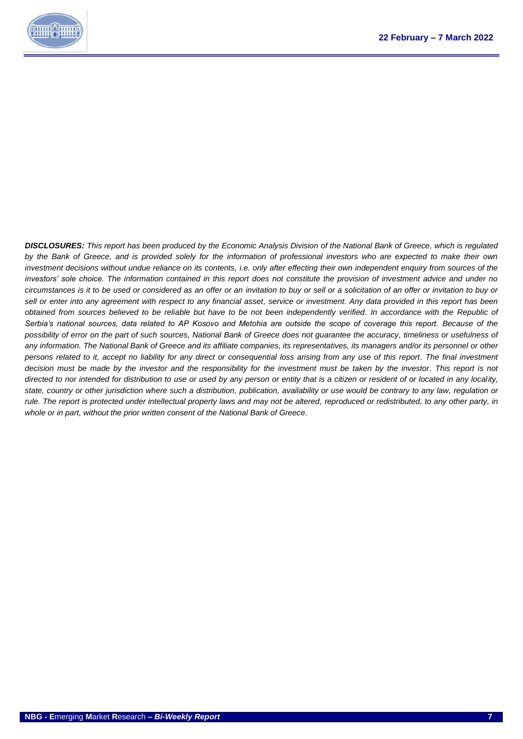***DISCLOSURES:*** *This report has been produced by the Economic Analysis Division of the National Bank of Greece, which is regulated by the Bank of Greece, and is provided solely for the information of professional investors who are expected to make their own investment decisions without undue reliance on its contents, i.e. only after effecting their own independent enquiry from sources of the investors' sole choice. The information contained in this report does not constitute the provision of investment advice and under no circumstances is it to be used or considered as an offer or an invitation to buy or sell or a solicitation of an offer or invitation to buy or sell or enter into any agreement with respect to any financial asset, service or investment. Any data provided in this report has been obtained from sources believed to be reliable but have to be not been independently verified. In accordance with the Republic of Serbia's national sources, data related to AP Kosovo and Metohia are outside the scope of coverage this report. Because of the possibility of error on the part of such sources, National Bank of Greece does not guarantee the accuracy, timeliness or usefulness of any information. The National Bank of Greece and its affiliate companies, its representatives, its managers and/or its personnel or other persons related to it, accept no liability for any direct or consequential loss arising from any use of this report. The final investment decision must be made by the investor and the responsibility for the investment must be taken by the investor. This report is not directed to nor intended for distribution to use or used by any person or entity that is a citizen or resident of of or located in any locality, state, country or other jurisdiction where such a distribution, publication, availability or use would be contrary to any law, regulation or rule. The report is protected under intellectual property laws and may not be altered, reproduced or redistributed, to any other party, in whole or in part, without the prior written consent of the National Bank of Greece.*